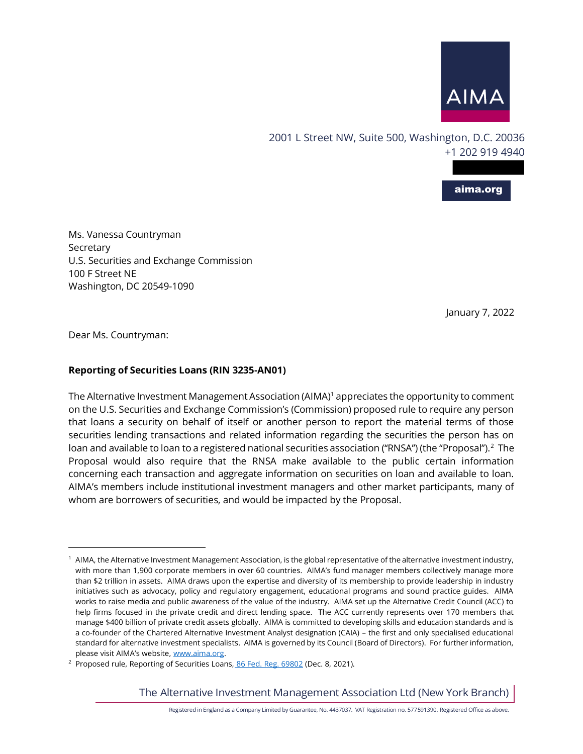AIMA

2001 L Street NW, Suite 500, Washington, D.C. 20036
+1 202 919 4940

aima.org

Ms. Vanessa Countryman
Secretary
U.S. Securities and Exchange Commission
100 F Street NE
Washington, DC 20549-1090

January 7, 2022

Dear Ms. Countryman:

**Reporting of Securities Loans (RIN 3235-AN01)**

The Alternative Investment Management Association (AIMA)[1] appreciates the opportunity to comment on the U.S. Securities and Exchange Commission's (Commission) proposed rule to require any person that loans a security on behalf of itself or another person to report the material terms of those securities lending transactions and related information regarding the securities the person has on loan and available to loan to a registered national securities association ("RNSA") (the "Proposal").[2] The Proposal would also require that the RNSA make available to the public certain information concerning each transaction and aggregate information on securities on loan and available to loan. AIMA's members include institutional investment managers and other market participants, many of whom are borrowers of securities, and would be impacted by the Proposal.

---

[1] AIMA, the Alternative Investment Management Association, is the global representative of the alternative investment industry, with more than 1,900 corporate members in over 60 countries. AIMA's fund manager members collectively manage more than $2 trillion in assets. AIMA draws upon the expertise and diversity of its membership to provide leadership in industry initiatives such as advocacy, policy and regulatory engagement, educational programs and sound practice guides. AIMA works to raise media and public awareness of the value of the industry. AIMA set up the Alternative Credit Council (ACC) to help firms focused in the private credit and direct lending space. The ACC currently represents over 170 members that manage $400 billion of private credit assets globally. AIMA is committed to developing skills and education standards and is a co-founder of the Chartered Alternative Investment Analyst designation (CAIA) – the first and only specialised educational standard for alternative investment specialists. AIMA is governed by its Council (Board of Directors). For further information, please visit AIMA's website, www.aima.org.

[2] Proposed rule, Reporting of Securities Loans, 86 Fed. Reg. 69802 (Dec. 8, 2021).

The Alternative Investment Management Association Ltd (New York Branch)

Registered in England as a Company Limited by Guarantee, No. 4437037. VAT Registration no. 577591390. Registered Office as above.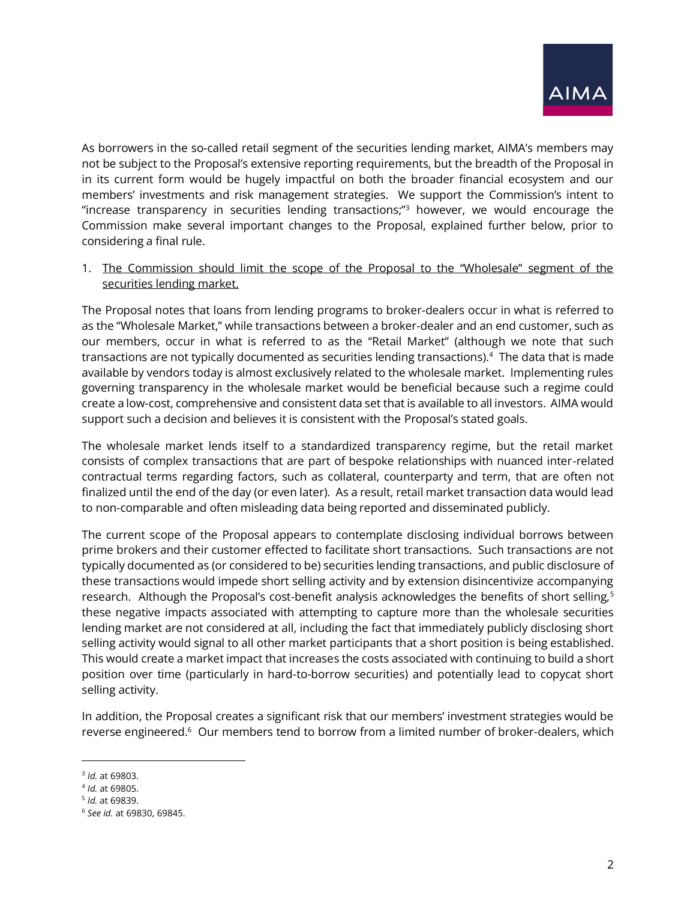As borrowers in the so-called retail segment of the securities lending market, AIMA's members may not be subject to the Proposal's extensive reporting requirements, but the breadth of the Proposal in in its current form would be hugely impactful on both the broader financial ecosystem and our members' investments and risk management strategies. We support the Commission's intent to "increase transparency in securities lending transactions;"[3] however, we would encourage the Commission make several important changes to the Proposal, explained further below, prior to considering a final rule.

1. <u>The Commission should limit the scope of the Proposal to the "Wholesale" segment of the securities lending market.</u>

The Proposal notes that loans from lending programs to broker-dealers occur in what is referred to as the "Wholesale Market," while transactions between a broker-dealer and an end customer, such as our members, occur in what is referred to as the "Retail Market" (although we note that such transactions are not typically documented as securities lending transactions).[4] The data that is made available by vendors today is almost exclusively related to the wholesale market. Implementing rules governing transparency in the wholesale market would be beneficial because such a regime could create a low-cost, comprehensive and consistent data set that is available to all investors. AIMA would support such a decision and believes it is consistent with the Proposal's stated goals.

The wholesale market lends itself to a standardized transparency regime, but the retail market consists of complex transactions that are part of bespoke relationships with nuanced inter-related contractual terms regarding factors, such as collateral, counterparty and term, that are often not finalized until the end of the day (or even later). As a result, retail market transaction data would lead to non-comparable and often misleading data being reported and disseminated publicly.

The current scope of the Proposal appears to contemplate disclosing individual borrows between prime brokers and their customer effected to facilitate short transactions. Such transactions are not typically documented as (or considered to be) securities lending transactions, and public disclosure of these transactions would impede short selling activity and by extension disincentivize accompanying research. Although the Proposal's cost-benefit analysis acknowledges the benefits of short selling,[5] these negative impacts associated with attempting to capture more than the wholesale securities lending market are not considered at all, including the fact that immediately publicly disclosing short selling activity would signal to all other market participants that a short position is being established. This would create a market impact that increases the costs associated with continuing to build a short position over time (particularly in hard-to-borrow securities) and potentially lead to copycat short selling activity.

In addition, the Proposal creates a significant risk that our members' investment strategies would be reverse engineered.[6] Our members tend to borrow from a limited number of broker-dealers, which

---

[3] *Id.* at 69803.

[4] *Id.* at 69805.

[5] *Id.* at 69839.

[6] *See id.* at 69830, 69845.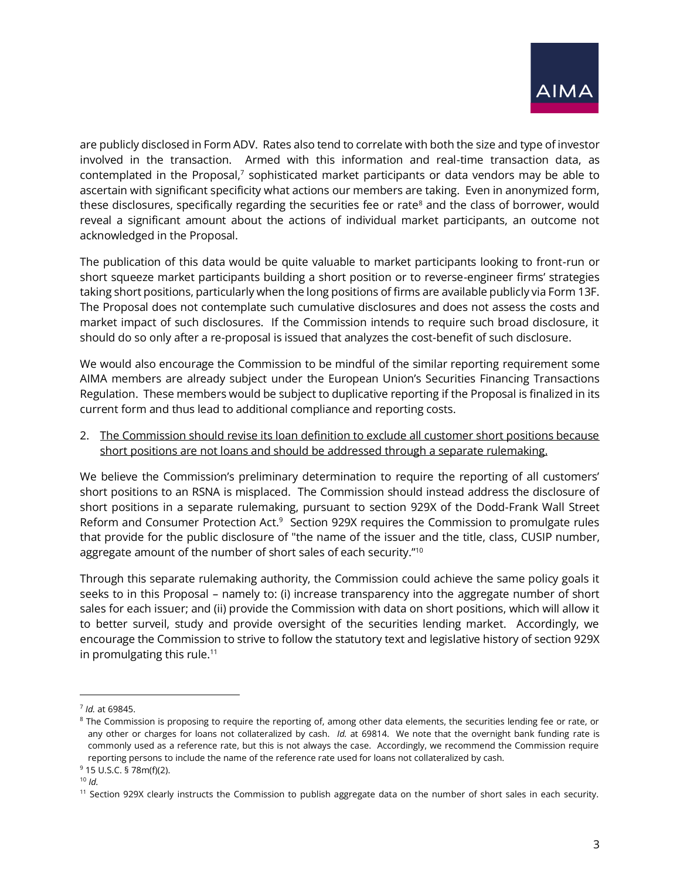are publicly disclosed in Form ADV. Rates also tend to correlate with both the size and type of investor involved in the transaction. Armed with this information and real-time transaction data, as contemplated in the Proposal,[7] sophisticated market participants or data vendors may be able to ascertain with significant specificity what actions our members are taking. Even in anonymized form, these disclosures, specifically regarding the securities fee or rate[8] and the class of borrower, would reveal a significant amount about the actions of individual market participants, an outcome not acknowledged in the Proposal.

The publication of this data would be quite valuable to market participants looking to front-run or short squeeze market participants building a short position or to reverse-engineer firms' strategies taking short positions, particularly when the long positions of firms are available publicly via Form 13F. The Proposal does not contemplate such cumulative disclosures and does not assess the costs and market impact of such disclosures. If the Commission intends to require such broad disclosure, it should do so only after a re-proposal is issued that analyzes the cost-benefit of such disclosure.

We would also encourage the Commission to be mindful of the similar reporting requirement some AIMA members are already subject under the European Union's Securities Financing Transactions Regulation. These members would be subject to duplicative reporting if the Proposal is finalized in its current form and thus lead to additional compliance and reporting costs.

2. <u>The Commission should revise its loan definition to exclude all customer short positions because short positions are not loans and should be addressed through a separate rulemaking.</u>

We believe the Commission's preliminary determination to require the reporting of all customers' short positions to an RSNA is misplaced. The Commission should instead address the disclosure of short positions in a separate rulemaking, pursuant to section 929X of the Dodd-Frank Wall Street Reform and Consumer Protection Act.[9] Section 929X requires the Commission to promulgate rules that provide for the public disclosure of "the name of the issuer and the title, class, CUSIP number, aggregate amount of the number of short sales of each security."[10]

Through this separate rulemaking authority, the Commission could achieve the same policy goals it seeks to in this Proposal – namely to: (i) increase transparency into the aggregate number of short sales for each issuer; and (ii) provide the Commission with data on short positions, which will allow it to better surveil, study and provide oversight of the securities lending market. Accordingly, we encourage the Commission to strive to follow the statutory text and legislative history of section 929X in promulgating this rule.[11]

---

[7] *Id.* at 69845.

[8] The Commission is proposing to require the reporting of, among other data elements, the securities lending fee or rate, or any other or charges for loans not collateralized by cash. *Id.* at 69814. We note that the overnight bank funding rate is commonly used as a reference rate, but this is not always the case. Accordingly, we recommend the Commission require reporting persons to include the name of the reference rate used for loans not collateralized by cash.

[9] 15 U.S.C. § 78m(f)(2).

[10] *Id.*

[11] Section 929X clearly instructs the Commission to publish aggregate data on the number of short sales in each security.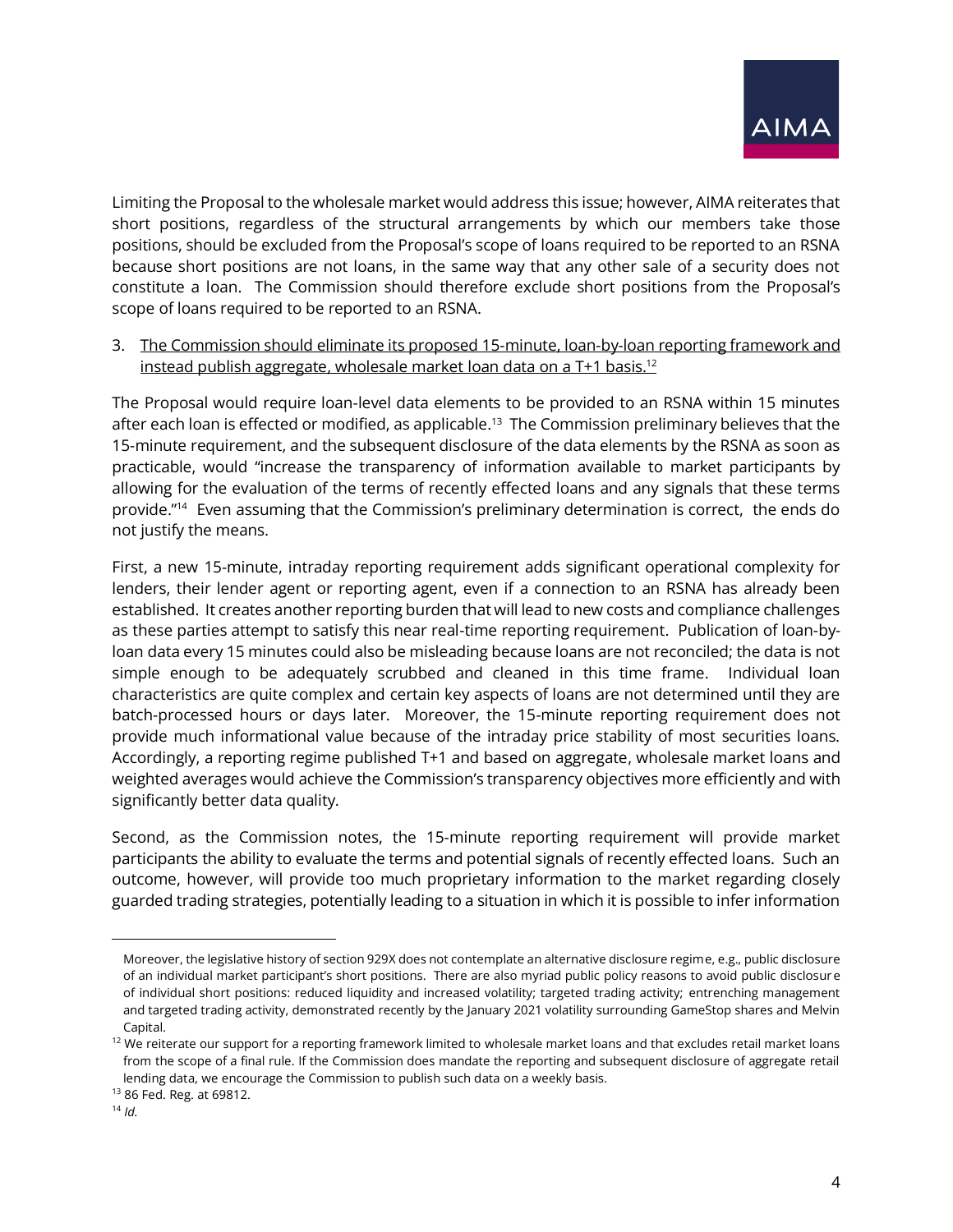Limiting the Proposal to the wholesale market would address this issue; however, AIMA reiterates that short positions, regardless of the structural arrangements by which our members take those positions, should be excluded from the Proposal's scope of loans required to be reported to an RSNA because short positions are not loans, in the same way that any other sale of a security does not constitute a loan. The Commission should therefore exclude short positions from the Proposal's scope of loans required to be reported to an RSNA.

3. <u>The Commission should eliminate its proposed 15-minute, loan-by-loan reporting framework and instead publish aggregate, wholesale market loan data on a T+1 basis.</u>[12]

The Proposal would require loan-level data elements to be provided to an RSNA within 15 minutes after each loan is effected or modified, as applicable.[13] The Commission preliminary believes that the 15-minute requirement, and the subsequent disclosure of the data elements by the RSNA as soon as practicable, would "increase the transparency of information available to market participants by allowing for the evaluation of the terms of recently effected loans and any signals that these terms provide."[14] Even assuming that the Commission's preliminary determination is correct, the ends do not justify the means.

First, a new 15-minute, intraday reporting requirement adds significant operational complexity for lenders, their lender agent or reporting agent, even if a connection to an RSNA has already been established. It creates another reporting burden that will lead to new costs and compliance challenges as these parties attempt to satisfy this near real-time reporting requirement. Publication of loan-by-loan data every 15 minutes could also be misleading because loans are not reconciled; the data is not simple enough to be adequately scrubbed and cleaned in this time frame. Individual loan characteristics are quite complex and certain key aspects of loans are not determined until they are batch-processed hours or days later. Moreover, the 15-minute reporting requirement does not provide much informational value because of the intraday price stability of most securities loans. Accordingly, a reporting regime published T+1 and based on aggregate, wholesale market loans and weighted averages would achieve the Commission's transparency objectives more efficiently and with significantly better data quality.

Second, as the Commission notes, the 15-minute reporting requirement will provide market participants the ability to evaluate the terms and potential signals of recently effected loans. Such an outcome, however, will provide too much proprietary information to the market regarding closely guarded trading strategies, potentially leading to a situation in which it is possible to infer information

---

Moreover, the legislative history of section 929X does not contemplate an alternative disclosure regime, e.g., public disclosure of an individual market participant's short positions. There are also myriad public policy reasons to avoid public disclosure of individual short positions: reduced liquidity and increased volatility; targeted trading activity; entrenching management and targeted trading activity, demonstrated recently by the January 2021 volatility surrounding GameStop shares and Melvin Capital.

[12] We reiterate our support for a reporting framework limited to wholesale market loans and that excludes retail market loans from the scope of a final rule. If the Commission does mandate the reporting and subsequent disclosure of aggregate retail lending data, we encourage the Commission to publish such data on a weekly basis.

[13] 86 Fed. Reg. at 69812.

[14] *Id.*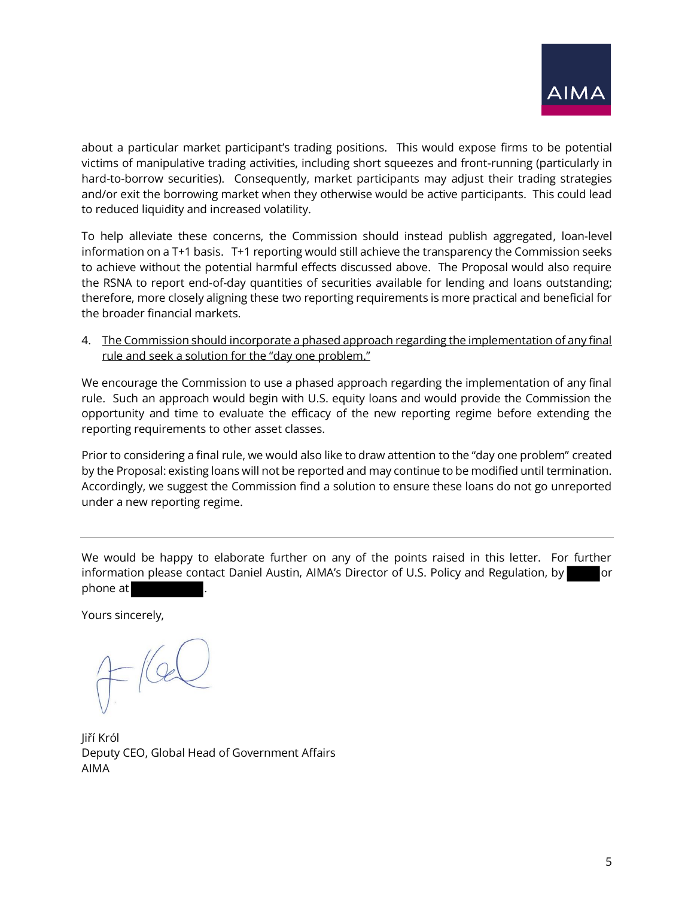about a particular market participant's trading positions. This would expose firms to be potential victims of manipulative trading activities, including short squeezes and front-running (particularly in hard-to-borrow securities). Consequently, market participants may adjust their trading strategies and/or exit the borrowing market when they otherwise would be active participants. This could lead to reduced liquidity and increased volatility.

To help alleviate these concerns, the Commission should instead publish aggregated, loan-level information on a T+1 basis. T+1 reporting would still achieve the transparency the Commission seeks to achieve without the potential harmful effects discussed above. The Proposal would also require the RSNA to report end-of-day quantities of securities available for lending and loans outstanding; therefore, more closely aligning these two reporting requirements is more practical and beneficial for the broader financial markets.

4. The Commission should incorporate a phased approach regarding the implementation of any final rule and seek a solution for the "day one problem."

We encourage the Commission to use a phased approach regarding the implementation of any final rule. Such an approach would begin with U.S. equity loans and would provide the Commission the opportunity and time to evaluate the efficacy of the new reporting regime before extending the reporting requirements to other asset classes.

Prior to considering a final rule, we would also like to draw attention to the "day one problem" created by the Proposal: existing loans will not be reported and may continue to be modified until termination. Accordingly, we suggest the Commission find a solution to ensure these loans do not go unreported under a new reporting regime.

---

We would be happy to elaborate further on any of the points raised in this letter. For further information please contact Daniel Austin, AIMA's Director of U.S. Policy and Regulation, by [redacted] or phone at [redacted].

Yours sincerely,

Jiří Król
Deputy CEO, Global Head of Government Affairs
AIMA